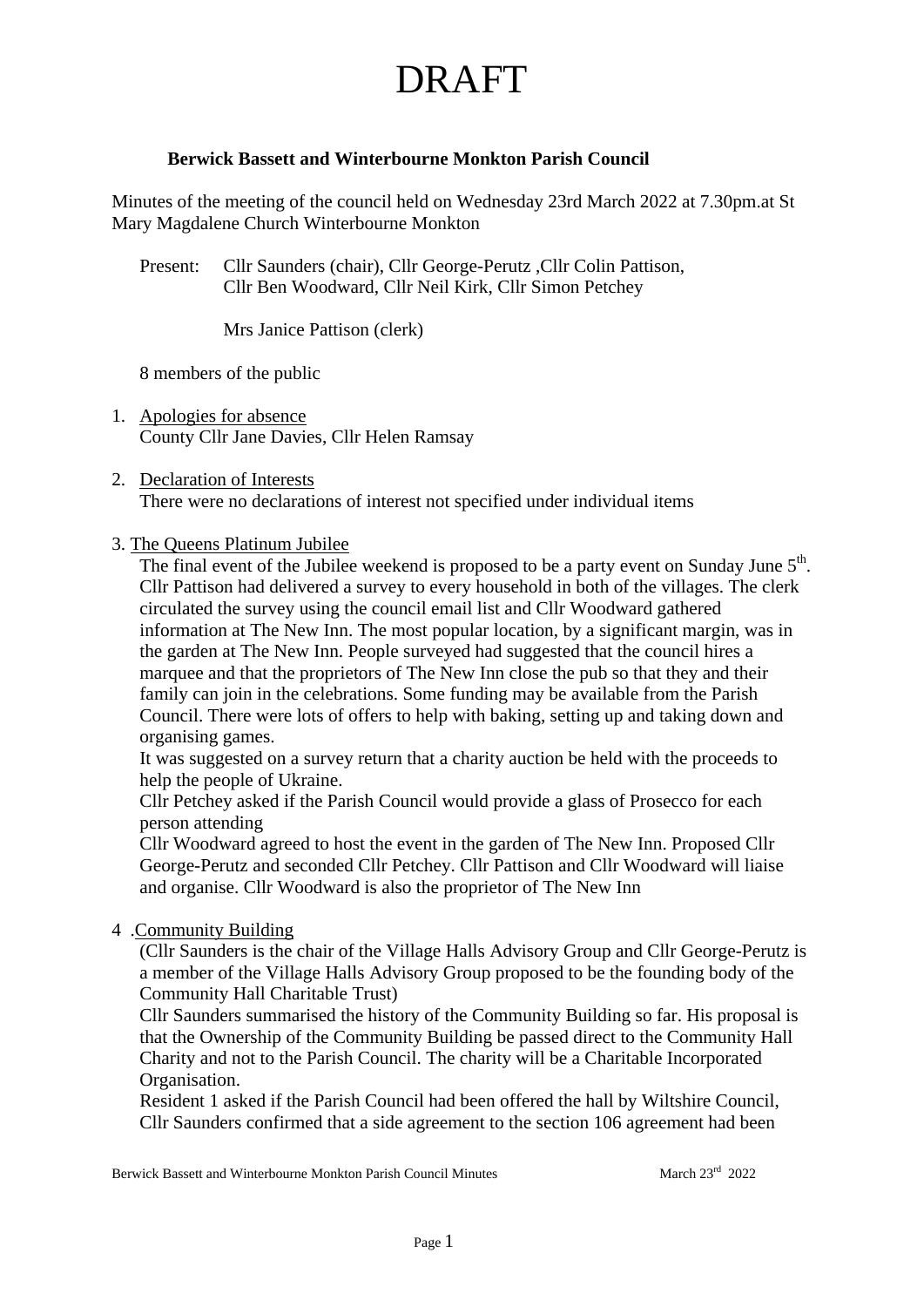# DRAFT

**Berwick Bassett and Winterbourne Monkton Parish Council**

Minutes of the meeting of the council held on Wednesday 23rd March 2022 at 7.30pm.at St Mary Magdalene Church Winterbourne Monkton

Present: Cllr Saunders (chair), Cllr George-Perutz ,Cllr Colin Pattison, Cllr Ben Woodward, Cllr Neil Kirk, Cllr Simon Petchey

Mrs Janice Pattison (clerk)

8 members of the public

1. Apologies for absence
   County Cllr Jane Davies, Cllr Helen Ramsay

2. Declaration of Interests
   There were no declarations of interest not specified under individual items

3. The Queens Platinum Jubilee
   The final event of the Jubilee weekend is proposed to be a party event on Sunday June 5th. Cllr Pattison had delivered a survey to every household in both of the villages. The clerk circulated the survey using the council email list and Cllr Woodward gathered information at The New Inn. The most popular location, by a significant margin, was in the garden at The New Inn. People surveyed had suggested that the council hires a marquee and that the proprietors of The New Inn close the pub so that they and their family can join in the celebrations. Some funding may be available from the Parish Council. There were lots of offers to help with baking, setting up and taking down and organising games.
   It was suggested on a survey return that a charity auction be held with the proceeds to help the people of Ukraine.
   Cllr Petchey asked if the Parish Council would provide a glass of Prosecco for each person attending
   Cllr Woodward agreed to host the event in the garden of The New Inn. Proposed Cllr George-Perutz and seconded Cllr Petchey. Cllr Pattison and Cllr Woodward will liaise and organise. Cllr Woodward is also the proprietor of The New Inn

4. Community Building
   (Cllr Saunders is the chair of the Village Halls Advisory Group and Cllr George-Perutz is a member of the Village Halls Advisory Group proposed to be the founding body of the Community Hall Charitable Trust)
   Cllr Saunders summarised the history of the Community Building so far. His proposal is that the Ownership of the Community Building be passed direct to the Community Hall Charity and not to the Parish Council. The charity will be a Charitable Incorporated Organisation.
   Resident 1 asked if the Parish Council had been offered the hall by Wiltshire Council, Cllr Saunders confirmed that a side agreement to the section 106 agreement had been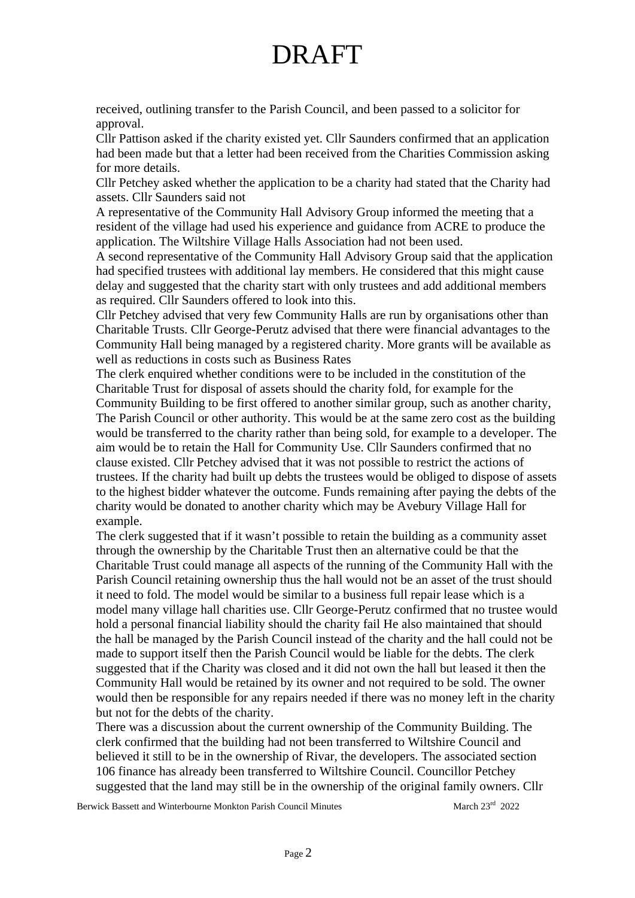# DRAFT

received, outlining transfer to the Parish Council, and been passed to a solicitor for approval.

Cllr Pattison asked if the charity existed yet. Cllr Saunders confirmed that an application had been made but that a letter had been received from the Charities Commission asking for more details.

Cllr Petchey asked whether the application to be a charity had stated that the Charity had assets. Cllr Saunders said not

A representative of the Community Hall Advisory Group informed the meeting that a resident of the village had used his experience and guidance from ACRE to produce the application. The Wiltshire Village Halls Association had not been used.

A second representative of the Community Hall Advisory Group said that the application had specified trustees with additional lay members. He considered that this might cause delay and suggested that the charity start with only trustees and add additional members as required. Cllr Saunders offered to look into this.

Cllr Petchey advised that very few Community Halls are run by organisations other than Charitable Trusts. Cllr George-Perutz advised that there were financial advantages to the Community Hall being managed by a registered charity. More grants will be available as well as reductions in costs such as Business Rates

The clerk enquired whether conditions were to be included in the constitution of the Charitable Trust for disposal of assets should the charity fold, for example for the Community Building to be first offered to another similar group, such as another charity, The Parish Council or other authority. This would be at the same zero cost as the building would be transferred to the charity rather than being sold, for example to a developer. The aim would be to retain the Hall for Community Use. Cllr Saunders confirmed that no clause existed. Cllr Petchey advised that it was not possible to restrict the actions of trustees. If the charity had built up debts the trustees would be obliged to dispose of assets to the highest bidder whatever the outcome. Funds remaining after paying the debts of the charity would be donated to another charity which may be Avebury Village Hall for example.

The clerk suggested that if it wasn't possible to retain the building as a community asset through the ownership by the Charitable Trust then an alternative could be that the Charitable Trust could manage all aspects of the running of the Community Hall with the Parish Council retaining ownership thus the hall would not be an asset of the trust should it need to fold. The model would be similar to a business full repair lease which is a model many village hall charities use. Cllr George-Perutz confirmed that no trustee would hold a personal financial liability should the charity fail He also maintained that should the hall be managed by the Parish Council instead of the charity and the hall could not be made to support itself then the Parish Council would be liable for the debts. The clerk suggested that if the Charity was closed and it did not own the hall but leased it then the Community Hall would be retained by its owner and not required to be sold. The owner would then be responsible for any repairs needed if there was no money left in the charity but not for the debts of the charity.

There was a discussion about the current ownership of the Community Building. The clerk confirmed that the building had not been transferred to Wiltshire Council and believed it still to be in the ownership of Rivar, the developers. The associated section 106 finance has already been transferred to Wiltshire Council. Councillor Petchey suggested that the land may still be in the ownership of the original family owners. Cllr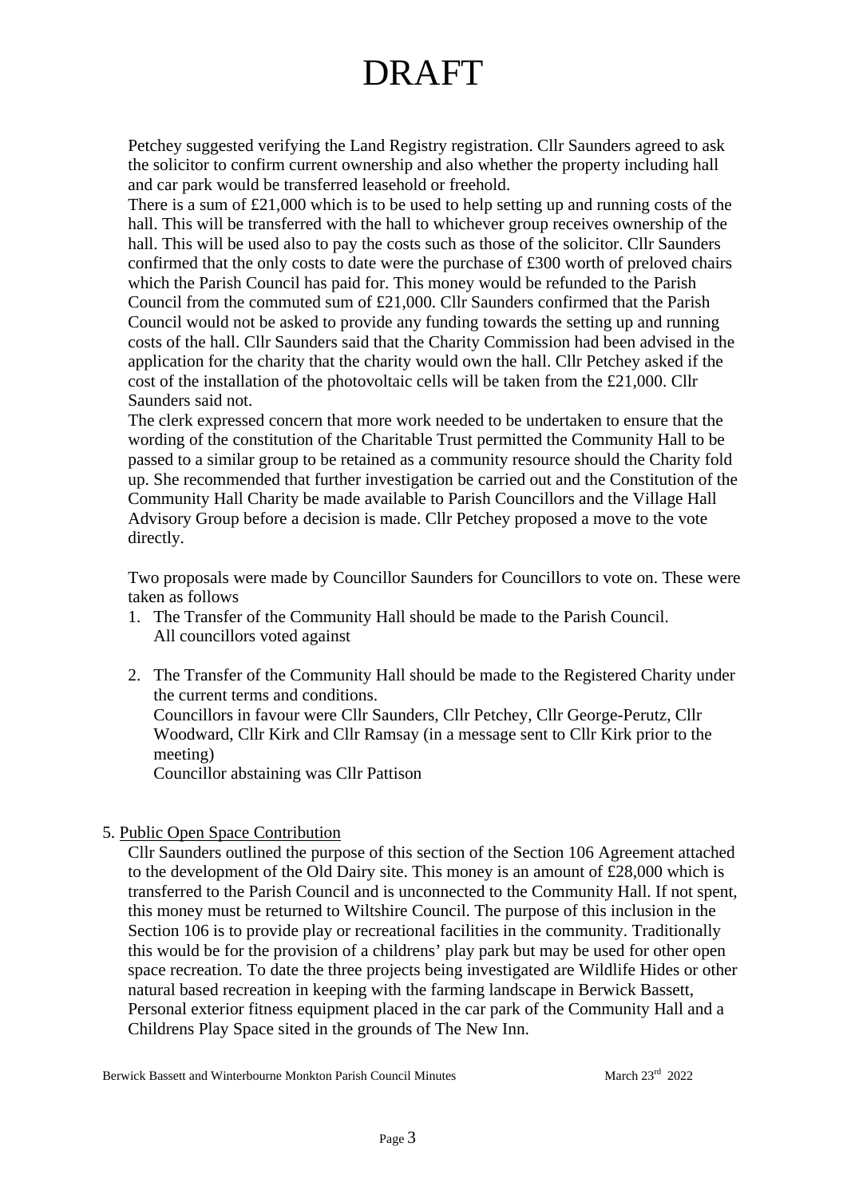# DRAFT

Petchey suggested verifying the Land Registry registration. Cllr Saunders agreed to ask the solicitor to confirm current ownership and also whether the property including hall and car park would be transferred leasehold or freehold.

There is a sum of £21,000 which is to be used to help setting up and running costs of the hall. This will be transferred with the hall to whichever group receives ownership of the hall. This will be used also to pay the costs such as those of the solicitor. Cllr Saunders confirmed that the only costs to date were the purchase of £300 worth of preloved chairs which the Parish Council has paid for. This money would be refunded to the Parish Council from the commuted sum of £21,000. Cllr Saunders confirmed that the Parish Council would not be asked to provide any funding towards the setting up and running costs of the hall. Cllr Saunders said that the Charity Commission had been advised in the application for the charity that the charity would own the hall. Cllr Petchey asked if the cost of the installation of the photovoltaic cells will be taken from the £21,000. Cllr Saunders said not.

The clerk expressed concern that more work needed to be undertaken to ensure that the wording of the constitution of the Charitable Trust permitted the Community Hall to be passed to a similar group to be retained as a community resource should the Charity fold up. She recommended that further investigation be carried out and the Constitution of the Community Hall Charity be made available to Parish Councillors and the Village Hall Advisory Group before a decision is made. Cllr Petchey proposed a move to the vote directly.

Two proposals were made by Councillor Saunders for Councillors to vote on. These were taken as follows

1. The Transfer of the Community Hall should be made to the Parish Council.
   All councillors voted against

2. The Transfer of the Community Hall should be made to the Registered Charity under the current terms and conditions.
   Councillors in favour were Cllr Saunders, Cllr Petchey, Cllr George-Perutz, Cllr Woodward, Cllr Kirk and Cllr Ramsay (in a message sent to Cllr Kirk prior to the meeting)
   Councillor abstaining was Cllr Pattison

5. Public Open Space Contribution

   Cllr Saunders outlined the purpose of this section of the Section 106 Agreement attached to the development of the Old Dairy site. This money is an amount of £28,000 which is transferred to the Parish Council and is unconnected to the Community Hall. If not spent, this money must be returned to Wiltshire Council. The purpose of this inclusion in the Section 106 is to provide play or recreational facilities in the community. Traditionally this would be for the provision of a childrens' play park but may be used for other open space recreation. To date the three projects being investigated are Wildlife Hides or other natural based recreation in keeping with the farming landscape in Berwick Bassett, Personal exterior fitness equipment placed in the car park of the Community Hall and a Childrens Play Space sited in the grounds of The New Inn.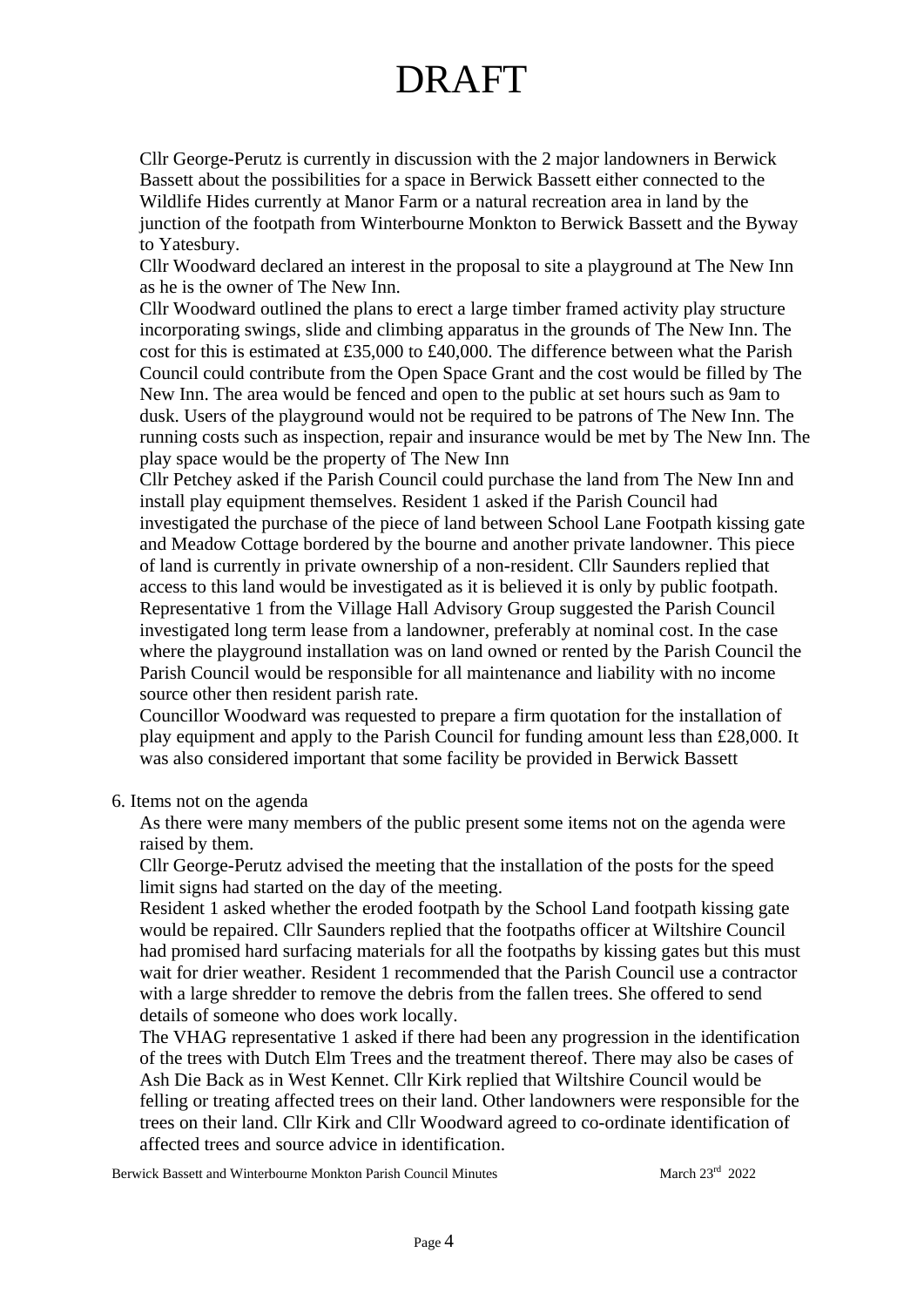# DRAFT

Cllr George-Perutz is currently in discussion with the 2 major landowners in Berwick Bassett about the possibilities for a space in Berwick Bassett either connected to the Wildlife Hides currently at Manor Farm or a natural recreation area in land by the junction of the footpath from Winterbourne Monkton to Berwick Bassett and the Byway to Yatesbury.

Cllr Woodward declared an interest in the proposal to site a playground at The New Inn as he is the owner of The New Inn.

Cllr Woodward outlined the plans to erect a large timber framed activity play structure incorporating swings, slide and climbing apparatus in the grounds of The New Inn. The cost for this is estimated at £35,000 to £40,000. The difference between what the Parish Council could contribute from the Open Space Grant and the cost would be filled by The New Inn. The area would be fenced and open to the public at set hours such as 9am to dusk. Users of the playground would not be required to be patrons of The New Inn. The running costs such as inspection, repair and insurance would be met by The New Inn. The play space would be the property of The New Inn

Cllr Petchey asked if the Parish Council could purchase the land from The New Inn and install play equipment themselves. Resident 1 asked if the Parish Council had investigated the purchase of the piece of land between School Lane Footpath kissing gate and Meadow Cottage bordered by the bourne and another private landowner. This piece of land is currently in private ownership of a non-resident. Cllr Saunders replied that access to this land would be investigated as it is believed it is only by public footpath. Representative 1 from the Village Hall Advisory Group suggested the Parish Council investigated long term lease from a landowner, preferably at nominal cost. In the case where the playground installation was on land owned or rented by the Parish Council the Parish Council would be responsible for all maintenance and liability with no income source other then resident parish rate.

Councillor Woodward was requested to prepare a firm quotation for the installation of play equipment and apply to the Parish Council for funding amount less than £28,000. It was also considered important that some facility be provided in Berwick Bassett

6. Items not on the agenda

As there were many members of the public present some items not on the agenda were raised by them.

Cllr George-Perutz advised the meeting that the installation of the posts for the speed limit signs had started on the day of the meeting.

Resident 1 asked whether the eroded footpath by the School Land footpath kissing gate would be repaired. Cllr Saunders replied that the footpaths officer at Wiltshire Council had promised hard surfacing materials for all the footpaths by kissing gates but this must wait for drier weather. Resident 1 recommended that the Parish Council use a contractor with a large shredder to remove the debris from the fallen trees. She offered to send details of someone who does work locally.

The VHAG representative 1 asked if there had been any progression in the identification of the trees with Dutch Elm Trees and the treatment thereof. There may also be cases of Ash Die Back as in West Kennet. Cllr Kirk replied that Wiltshire Council would be felling or treating affected trees on their land. Other landowners were responsible for the trees on their land. Cllr Kirk and Cllr Woodward agreed to co-ordinate identification of affected trees and source advice in identification.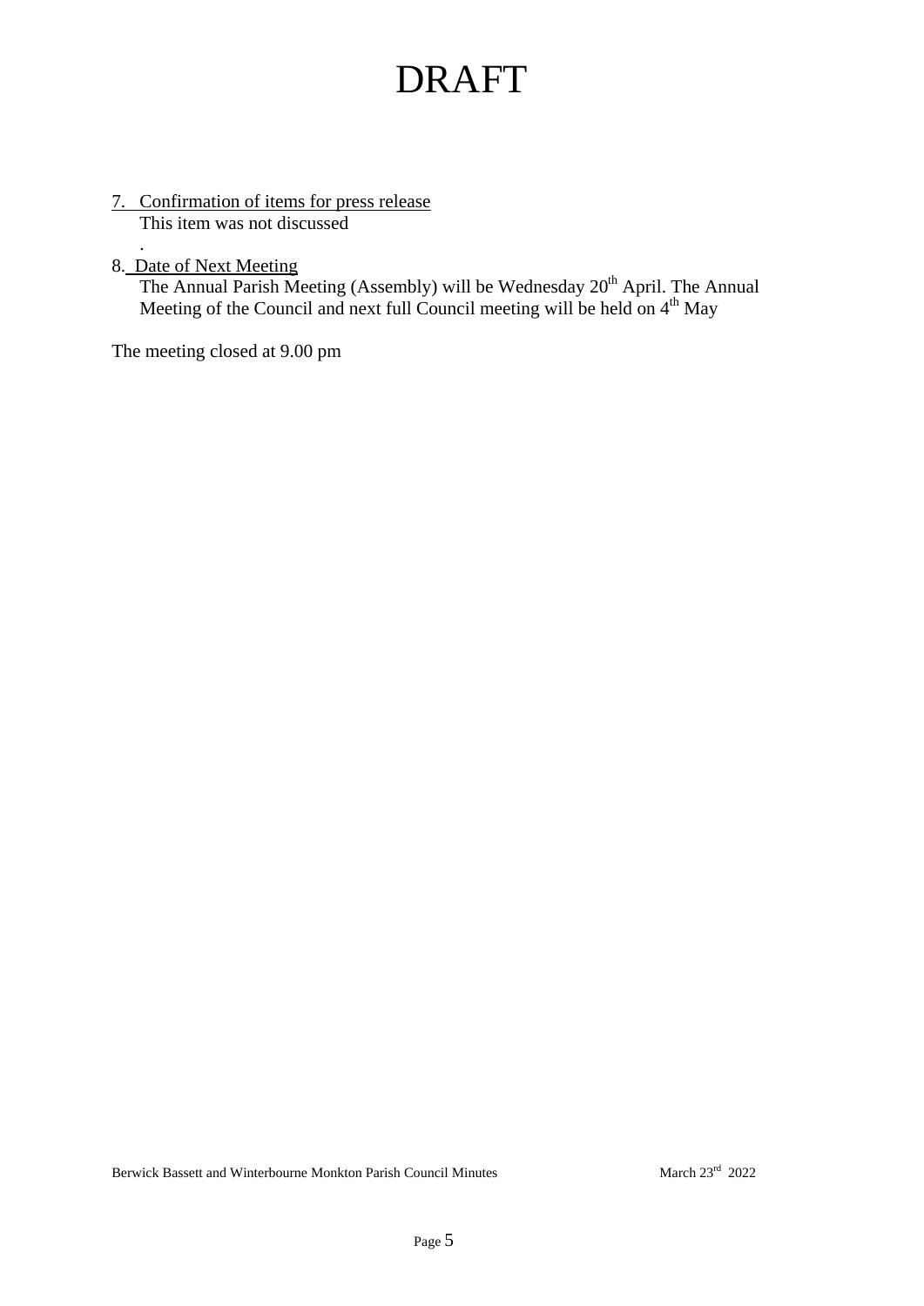# DRAFT

7. Confirmation of items for press release
   This item was not discussed

   .

8. Date of Next Meeting
   The Annual Parish Meeting (Assembly) will be Wednesday 20th April. The Annual Meeting of the Council and next full Council meeting will be held on 4th May

The meeting closed at 9.00 pm